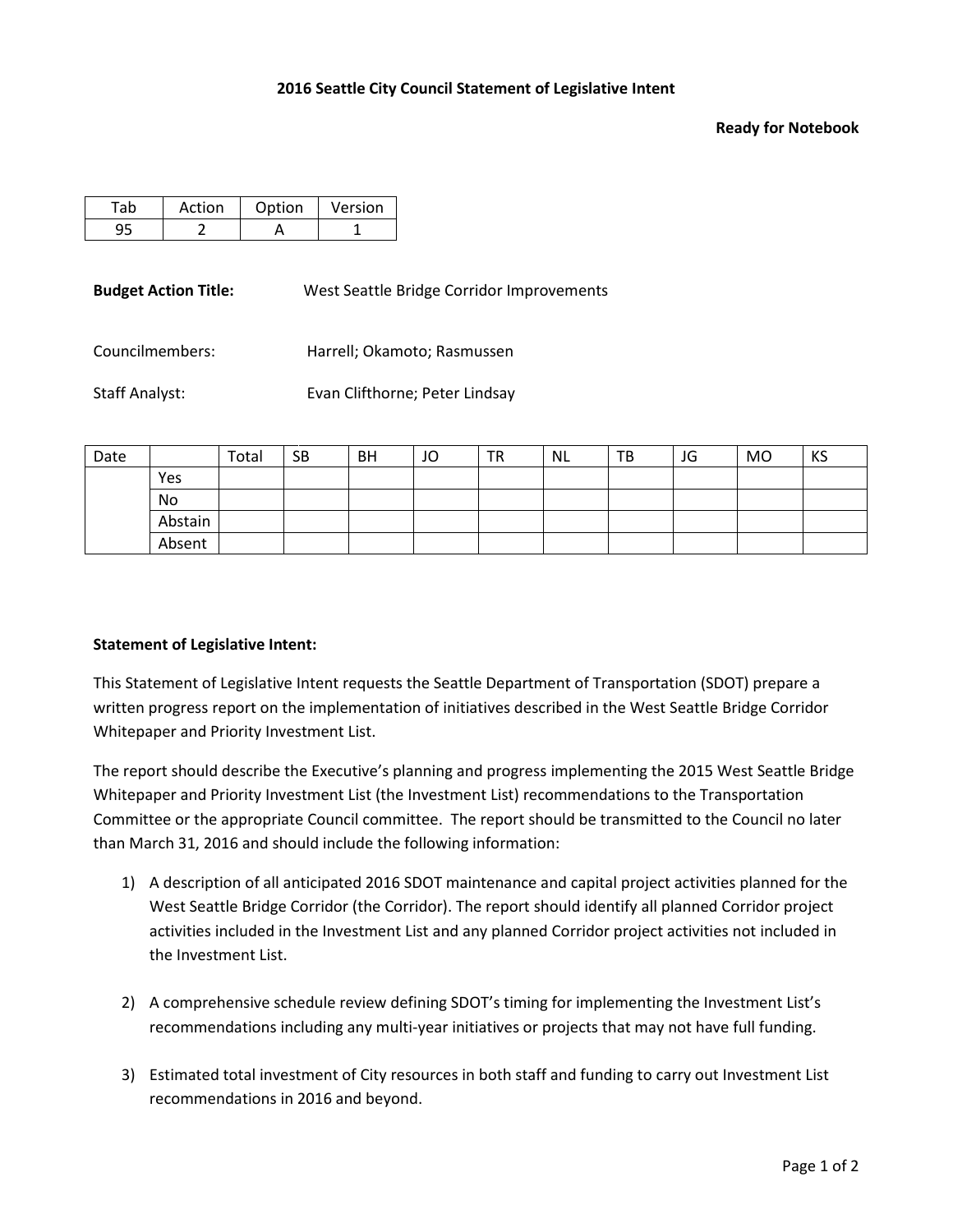**2016 Seattle City Council Statement of Legislative Intent**

**Ready for Notebook**

| Tab | Action | Option | Version |
|---|---|---|---|
| 95 | 2 | A | 1 |

**Budget Action Title:** West Seattle Bridge Corridor Improvements

Councilmembers: Harrell; Okamoto; Rasmussen

Staff Analyst: Evan Clifthorne; Peter Lindsay

| Date | | Total | SB | BH | JO | TR | NL | TB | JG | MO | KS |
|---|---|---|---|---|---|---|---|---|---|---|---|
| | Yes | | | | | | | | | | |
| | No | | | | | | | | | | |
| | Abstain | | | | | | | | | | |
| | Absent | | | | | | | | | | |

**Statement of Legislative Intent:**

This Statement of Legislative Intent requests the Seattle Department of Transportation (SDOT) prepare a written progress report on the implementation of initiatives described in the West Seattle Bridge Corridor Whitepaper and Priority Investment List.

The report should describe the Executive's planning and progress implementing the 2015 West Seattle Bridge Whitepaper and Priority Investment List (the Investment List) recommendations to the Transportation Committee or the appropriate Council committee. The report should be transmitted to the Council no later than March 31, 2016 and should include the following information:

1) A description of all anticipated 2016 SDOT maintenance and capital project activities planned for the West Seattle Bridge Corridor (the Corridor). The report should identify all planned Corridor project activities included in the Investment List and any planned Corridor project activities not included in the Investment List.

2) A comprehensive schedule review defining SDOT's timing for implementing the Investment List's recommendations including any multi-year initiatives or projects that may not have full funding.

3) Estimated total investment of City resources in both staff and funding to carry out Investment List recommendations in 2016 and beyond.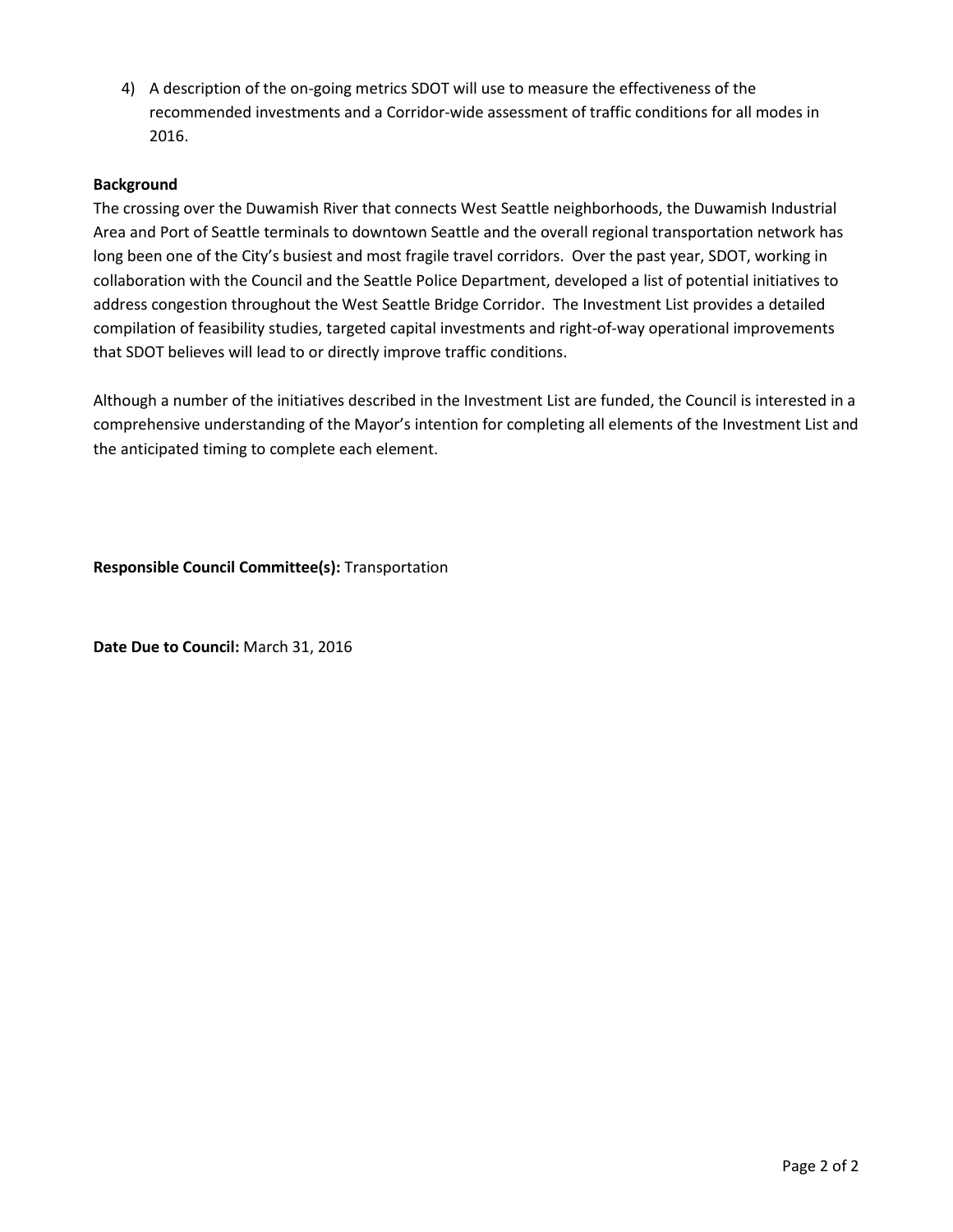4) A description of the on-going metrics SDOT will use to measure the effectiveness of the recommended investments and a Corridor-wide assessment of traffic conditions for all modes in 2016.

**Background**

The crossing over the Duwamish River that connects West Seattle neighborhoods, the Duwamish Industrial Area and Port of Seattle terminals to downtown Seattle and the overall regional transportation network has long been one of the City's busiest and most fragile travel corridors. Over the past year, SDOT, working in collaboration with the Council and the Seattle Police Department, developed a list of potential initiatives to address congestion throughout the West Seattle Bridge Corridor. The Investment List provides a detailed compilation of feasibility studies, targeted capital investments and right-of-way operational improvements that SDOT believes will lead to or directly improve traffic conditions.

Although a number of the initiatives described in the Investment List are funded, the Council is interested in a comprehensive understanding of the Mayor's intention for completing all elements of the Investment List and the anticipated timing to complete each element.

**Responsible Council Committee(s):** Transportation

**Date Due to Council:** March 31, 2016